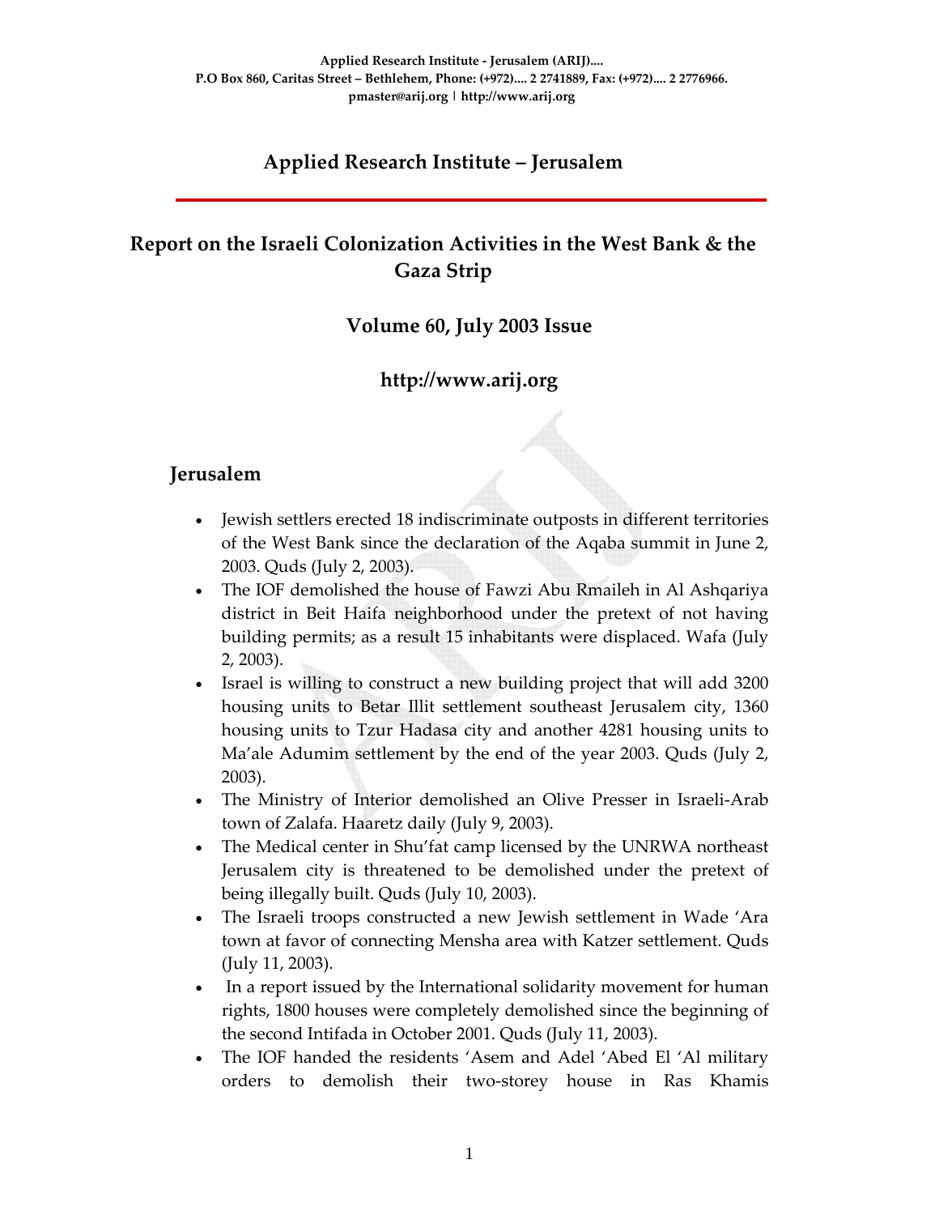Applied Research Institute - Jerusalem (ARIJ)....
P.O Box 860, Caritas Street – Bethlehem, Phone: (+972).... 2 2741889, Fax: (+972).... 2 2776966.
pmaster@arij.org | http://www.arij.org

# Applied Research Institute – Jerusalem

## Report on the Israeli Colonization Activities in the West Bank & the Gaza Strip

### Volume 60, July 2003 Issue

### http://www.arij.org

## Jerusalem

- Jewish settlers erected 18 indiscriminate outposts in different territories of the West Bank since the declaration of the Aqaba summit in June 2, 2003. Quds (July 2, 2003).
- The IOF demolished the house of Fawzi Abu Rmaileh in Al Ashqariya district in Beit Haifa neighborhood under the pretext of not having building permits; as a result 15 inhabitants were displaced. Wafa (July 2, 2003).
- Israel is willing to construct a new building project that will add 3200 housing units to Betar Illit settlement southeast Jerusalem city, 1360 housing units to Tzur Hadasa city and another 4281 housing units to Ma'ale Adumim settlement by the end of the year 2003. Quds (July 2, 2003).
- The Ministry of Interior demolished an Olive Presser in Israeli-Arab town of Zalafa. Haaretz daily (July 9, 2003).
- The Medical center in Shu'fat camp licensed by the UNRWA northeast Jerusalem city is threatened to be demolished under the pretext of being illegally built. Quds (July 10, 2003).
- The Israeli troops constructed a new Jewish settlement in Wade 'Ara town at favor of connecting Mensha area with Katzer settlement. Quds (July 11, 2003).
- In a report issued by the International solidarity movement for human rights, 1800 houses were completely demolished since the beginning of the second Intifada in October 2001. Quds (July 11, 2003).
- The IOF handed the residents 'Asem and Adel 'Abed El 'Al military orders to demolish their two-storey house in Ras Khamis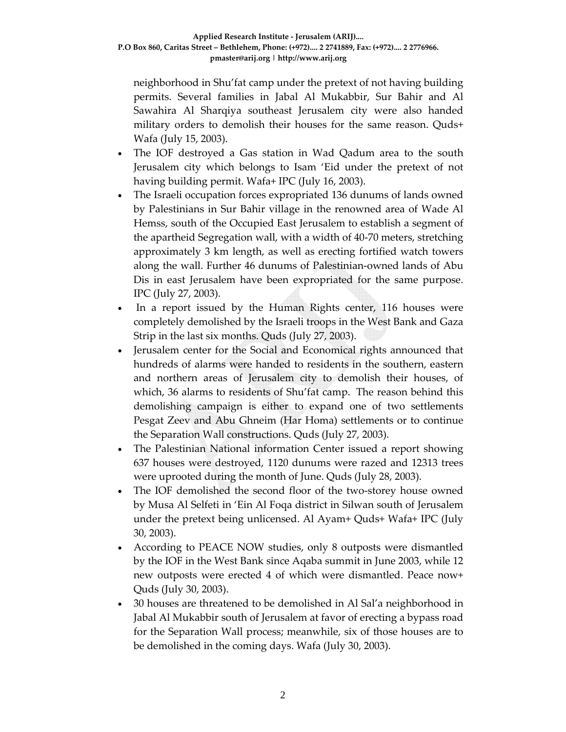neighborhood in Shu'fat camp under the pretext of not having building permits. Several families in Jabal Al Mukabbir, Sur Bahir and Al Sawahira Al Sharqiya southeast Jerusalem city were also handed military orders to demolish their houses for the same reason. Quds+ Wafa (July 15, 2003).

- The IOF destroyed a Gas station in Wad Qadum area to the south Jerusalem city which belongs to Isam 'Eid under the pretext of not having building permit. Wafa+ IPC (July 16, 2003).
- The Israeli occupation forces expropriated 136 dunums of lands owned by Palestinians in Sur Bahir village in the renowned area of Wade Al Hemss, south of the Occupied East Jerusalem to establish a segment of the apartheid Segregation wall, with a width of 40-70 meters, stretching approximately 3 km length, as well as erecting fortified watch towers along the wall. Further 46 dunums of Palestinian-owned lands of Abu Dis in east Jerusalem have been expropriated for the same purpose. IPC (July 27, 2003).
- In a report issued by the Human Rights center, 116 houses were completely demolished by the Israeli troops in the West Bank and Gaza Strip in the last six months. Quds (July 27, 2003).
- Jerusalem center for the Social and Economical rights announced that hundreds of alarms were handed to residents in the southern, eastern and northern areas of Jerusalem city to demolish their houses, of which, 36 alarms to residents of Shu'fat camp. The reason behind this demolishing campaign is either to expand one of two settlements Pesgat Zeev and Abu Ghneim (Har Homa) settlements or to continue the Separation Wall constructions. Quds (July 27, 2003).
- The Palestinian National information Center issued a report showing 637 houses were destroyed, 1120 dunums were razed and 12313 trees were uprooted during the month of June. Quds (July 28, 2003).
- The IOF demolished the second floor of the two-storey house owned by Musa Al Selfeti in 'Ein Al Foqa district in Silwan south of Jerusalem under the pretext being unlicensed. Al Ayam+ Quds+ Wafa+ IPC (July 30, 2003).
- According to PEACE NOW studies, only 8 outposts were dismantled by the IOF in the West Bank since Aqaba summit in June 2003, while 12 new outposts were erected 4 of which were dismantled. Peace now+ Quds (July 30, 2003).
- 30 houses are threatened to be demolished in Al Sal'a neighborhood in Jabal Al Mukabbir south of Jerusalem at favor of erecting a bypass road for the Separation Wall process; meanwhile, six of those houses are to be demolished in the coming days. Wafa (July 30, 2003).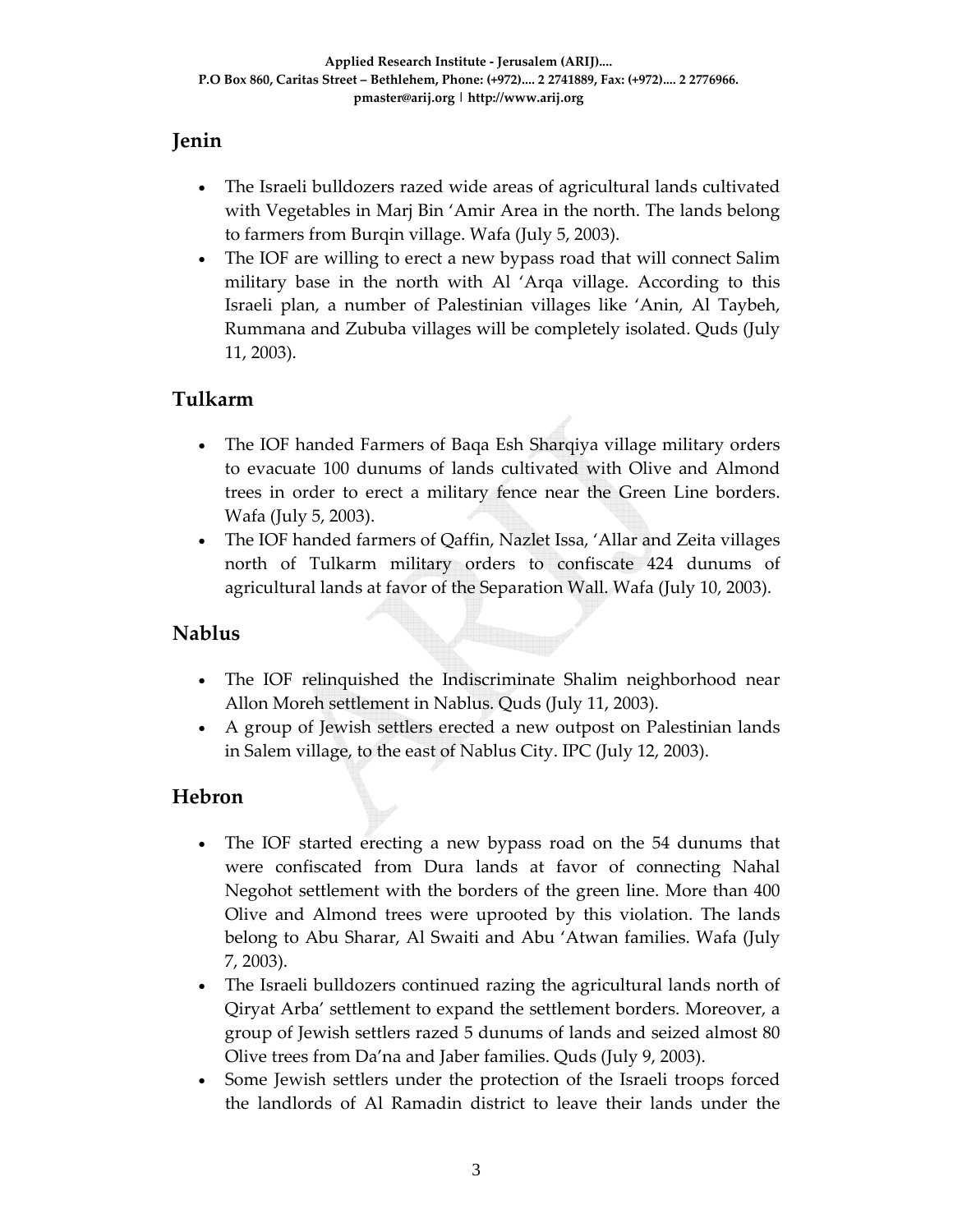## Jenin

- The Israeli bulldozers razed wide areas of agricultural lands cultivated with Vegetables in Marj Bin 'Amir Area in the north. The lands belong to farmers from Burqin village. Wafa (July 5, 2003).
- The IOF are willing to erect a new bypass road that will connect Salim military base in the north with Al 'Arqa village. According to this Israeli plan, a number of Palestinian villages like 'Anin, Al Taybeh, Rummana and Zububa villages will be completely isolated. Quds (July 11, 2003).

## Tulkarm

- The IOF handed Farmers of Baqa Esh Sharqiya village military orders to evacuate 100 dunums of lands cultivated with Olive and Almond trees in order to erect a military fence near the Green Line borders. Wafa (July 5, 2003).
- The IOF handed farmers of Qaffin, Nazlet Issa, 'Allar and Zeita villages north of Tulkarm military orders to confiscate 424 dunums of agricultural lands at favor of the Separation Wall. Wafa (July 10, 2003).

## Nablus

- The IOF relinquished the Indiscriminate Shalim neighborhood near Allon Moreh settlement in Nablus. Quds (July 11, 2003).
- A group of Jewish settlers erected a new outpost on Palestinian lands in Salem village, to the east of Nablus City. IPC (July 12, 2003).

## Hebron

- The IOF started erecting a new bypass road on the 54 dunums that were confiscated from Dura lands at favor of connecting Nahal Negohot settlement with the borders of the green line. More than 400 Olive and Almond trees were uprooted by this violation. The lands belong to Abu Sharar, Al Swaiti and Abu 'Atwan families. Wafa (July 7, 2003).
- The Israeli bulldozers continued razing the agricultural lands north of Qiryat Arba' settlement to expand the settlement borders. Moreover, a group of Jewish settlers razed 5 dunums of lands and seized almost 80 Olive trees from Da'na and Jaber families. Quds (July 9, 2003).
- Some Jewish settlers under the protection of the Israeli troops forced the landlords of Al Ramadin district to leave their lands under the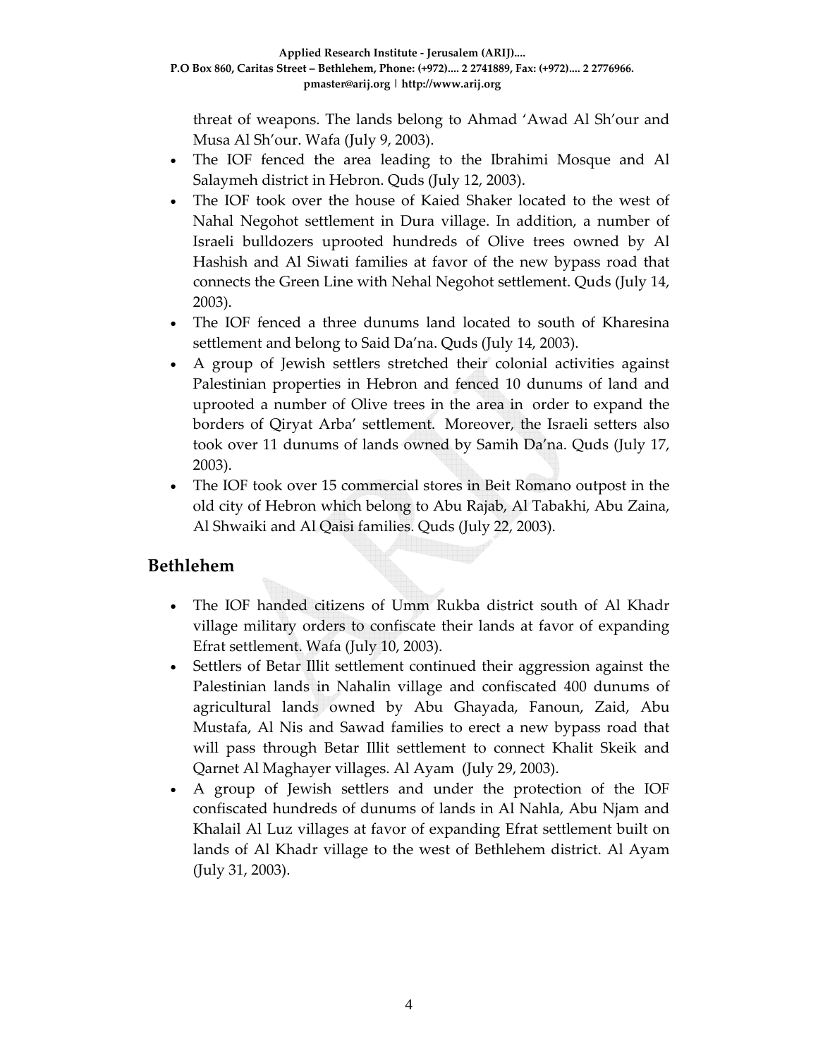threat of weapons. The lands belong to Ahmad 'Awad Al Sh'our and Musa Al Sh'our. Wafa (July 9, 2003).

- The IOF fenced the area leading to the Ibrahimi Mosque and Al Salaymeh district in Hebron. Quds (July 12, 2003).
- The IOF took over the house of Kaied Shaker located to the west of Nahal Negohot settlement in Dura village. In addition, a number of Israeli bulldozers uprooted hundreds of Olive trees owned by Al Hashish and Al Siwati families at favor of the new bypass road that connects the Green Line with Nehal Negohot settlement. Quds (July 14, 2003).
- The IOF fenced a three dunums land located to south of Kharesina settlement and belong to Said Da'na. Quds (July 14, 2003).
- A group of Jewish settlers stretched their colonial activities against Palestinian properties in Hebron and fenced 10 dunums of land and uprooted a number of Olive trees in the area in order to expand the borders of Qiryat Arba' settlement. Moreover, the Israeli setters also took over 11 dunums of lands owned by Samih Da'na. Quds (July 17, 2003).
- The IOF took over 15 commercial stores in Beit Romano outpost in the old city of Hebron which belong to Abu Rajab, Al Tabakhi, Abu Zaina, Al Shwaiki and Al Qaisi families. Quds (July 22, 2003).

## Bethlehem

- The IOF handed citizens of Umm Rukba district south of Al Khadr village military orders to confiscate their lands at favor of expanding Efrat settlement. Wafa (July 10, 2003).
- Settlers of Betar Illit settlement continued their aggression against the Palestinian lands in Nahalin village and confiscated 400 dunums of agricultural lands owned by Abu Ghayada, Fanoun, Zaid, Abu Mustafa, Al Nis and Sawad families to erect a new bypass road that will pass through Betar Illit settlement to connect Khalit Skeik and Qarnet Al Maghayer villages. Al Ayam (July 29, 2003).
- A group of Jewish settlers and under the protection of the IOF confiscated hundreds of dunums of lands in Al Nahla, Abu Njam and Khalail Al Luz villages at favor of expanding Efrat settlement built on lands of Al Khadr village to the west of Bethlehem district. Al Ayam (July 31, 2003).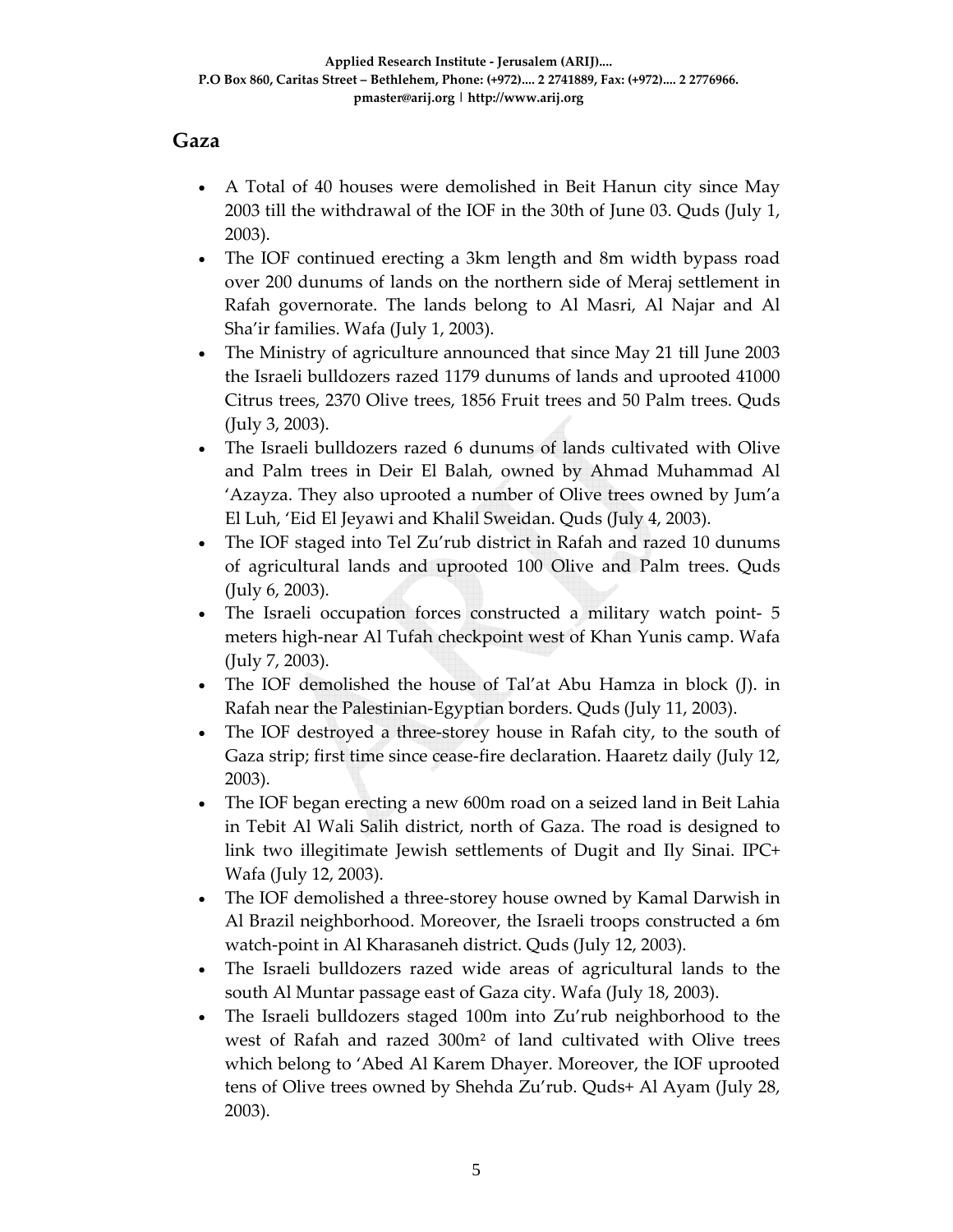## Gaza

- A Total of 40 houses were demolished in Beit Hanun city since May 2003 till the withdrawal of the IOF in the 30th of June 03. Quds (July 1, 2003).
- The IOF continued erecting a 3km length and 8m width bypass road over 200 dunums of lands on the northern side of Meraj settlement in Rafah governorate. The lands belong to Al Masri, Al Najar and Al Sha'ir families. Wafa (July 1, 2003).
- The Ministry of agriculture announced that since May 21 till June 2003 the Israeli bulldozers razed 1179 dunums of lands and uprooted 41000 Citrus trees, 2370 Olive trees, 1856 Fruit trees and 50 Palm trees. Quds (July 3, 2003).
- The Israeli bulldozers razed 6 dunums of lands cultivated with Olive and Palm trees in Deir El Balah, owned by Ahmad Muhammad Al 'Azayza. They also uprooted a number of Olive trees owned by Jum'a El Luh, 'Eid El Jeyawi and Khalil Sweidan. Quds (July 4, 2003).
- The IOF staged into Tel Zu'rub district in Rafah and razed 10 dunums of agricultural lands and uprooted 100 Olive and Palm trees. Quds (July 6, 2003).
- The Israeli occupation forces constructed a military watch point- 5 meters high-near Al Tufah checkpoint west of Khan Yunis camp. Wafa (July 7, 2003).
- The IOF demolished the house of Tal'at Abu Hamza in block (J). in Rafah near the Palestinian-Egyptian borders. Quds (July 11, 2003).
- The IOF destroyed a three-storey house in Rafah city, to the south of Gaza strip; first time since cease-fire declaration. Haaretz daily (July 12, 2003).
- The IOF began erecting a new 600m road on a seized land in Beit Lahia in Tebit Al Wali Salih district, north of Gaza. The road is designed to link two illegitimate Jewish settlements of Dugit and Ily Sinai. IPC+ Wafa (July 12, 2003).
- The IOF demolished a three-storey house owned by Kamal Darwish in Al Brazil neighborhood. Moreover, the Israeli troops constructed a 6m watch-point in Al Kharasaneh district. Quds (July 12, 2003).
- The Israeli bulldozers razed wide areas of agricultural lands to the south Al Muntar passage east of Gaza city. Wafa (July 18, 2003).
- The Israeli bulldozers staged 100m into Zu'rub neighborhood to the west of Rafah and razed 300m² of land cultivated with Olive trees which belong to 'Abed Al Karem Dhayer. Moreover, the IOF uprooted tens of Olive trees owned by Shehda Zu'rub. Quds+ Al Ayam (July 28, 2003).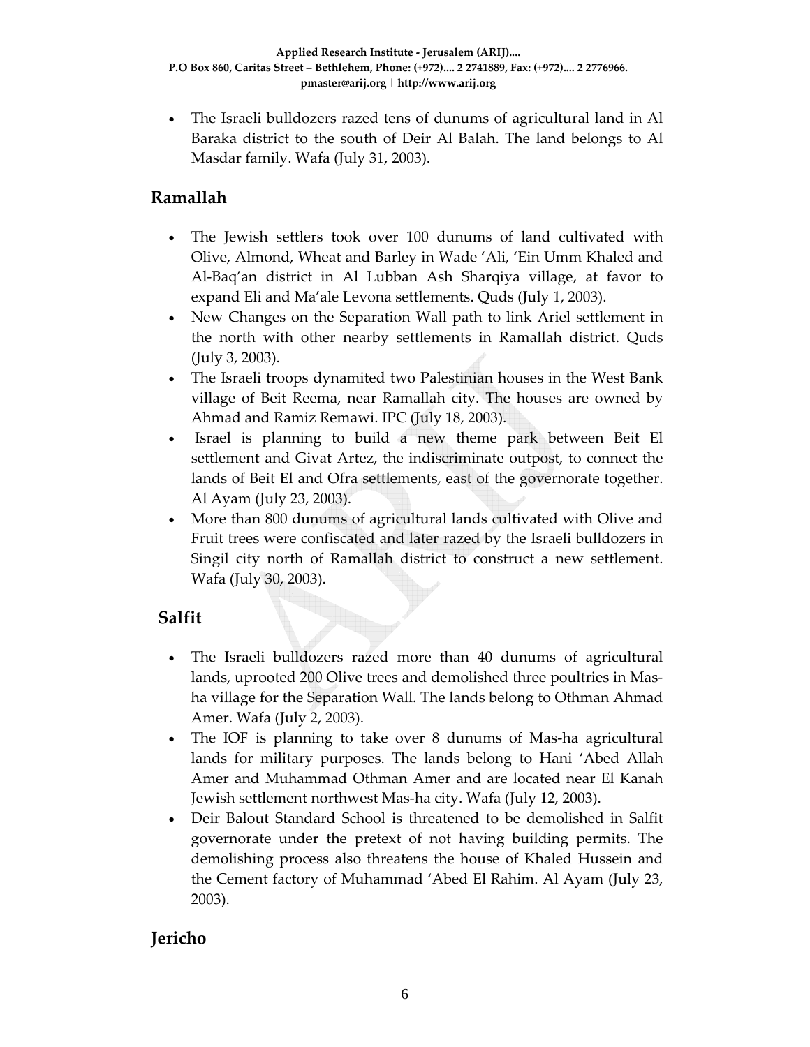- The Israeli bulldozers razed tens of dunums of agricultural land in Al Baraka district to the south of Deir Al Balah. The land belongs to Al Masdar family. Wafa (July 31, 2003).

## Ramallah

- The Jewish settlers took over 100 dunums of land cultivated with Olive, Almond, Wheat and Barley in Wade 'Ali, 'Ein Umm Khaled and Al-Baq'an district in Al Lubban Ash Sharqiya village, at favor to expand Eli and Ma'ale Levona settlements. Quds (July 1, 2003).
- New Changes on the Separation Wall path to link Ariel settlement in the north with other nearby settlements in Ramallah district. Quds (July 3, 2003).
- The Israeli troops dynamited two Palestinian houses in the West Bank village of Beit Reema, near Ramallah city. The houses are owned by Ahmad and Ramiz Remawi. IPC (July 18, 2003).
- Israel is planning to build a new theme park between Beit El settlement and Givat Artez, the indiscriminate outpost, to connect the lands of Beit El and Ofra settlements, east of the governorate together. Al Ayam (July 23, 2003).
- More than 800 dunums of agricultural lands cultivated with Olive and Fruit trees were confiscated and later razed by the Israeli bulldozers in Singil city north of Ramallah district to construct a new settlement. Wafa (July 30, 2003).

## Salfit

- The Israeli bulldozers razed more than 40 dunums of agricultural lands, uprooted 200 Olive trees and demolished three poultries in Mas-ha village for the Separation Wall. The lands belong to Othman Ahmad Amer. Wafa (July 2, 2003).
- The IOF is planning to take over 8 dunums of Mas-ha agricultural lands for military purposes. The lands belong to Hani 'Abed Allah Amer and Muhammad Othman Amer and are located near El Kanah Jewish settlement northwest Mas-ha city. Wafa (July 12, 2003).
- Deir Balout Standard School is threatened to be demolished in Salfit governorate under the pretext of not having building permits. The demolishing process also threatens the house of Khaled Hussein and the Cement factory of Muhammad 'Abed El Rahim. Al Ayam (July 23, 2003).

## Jericho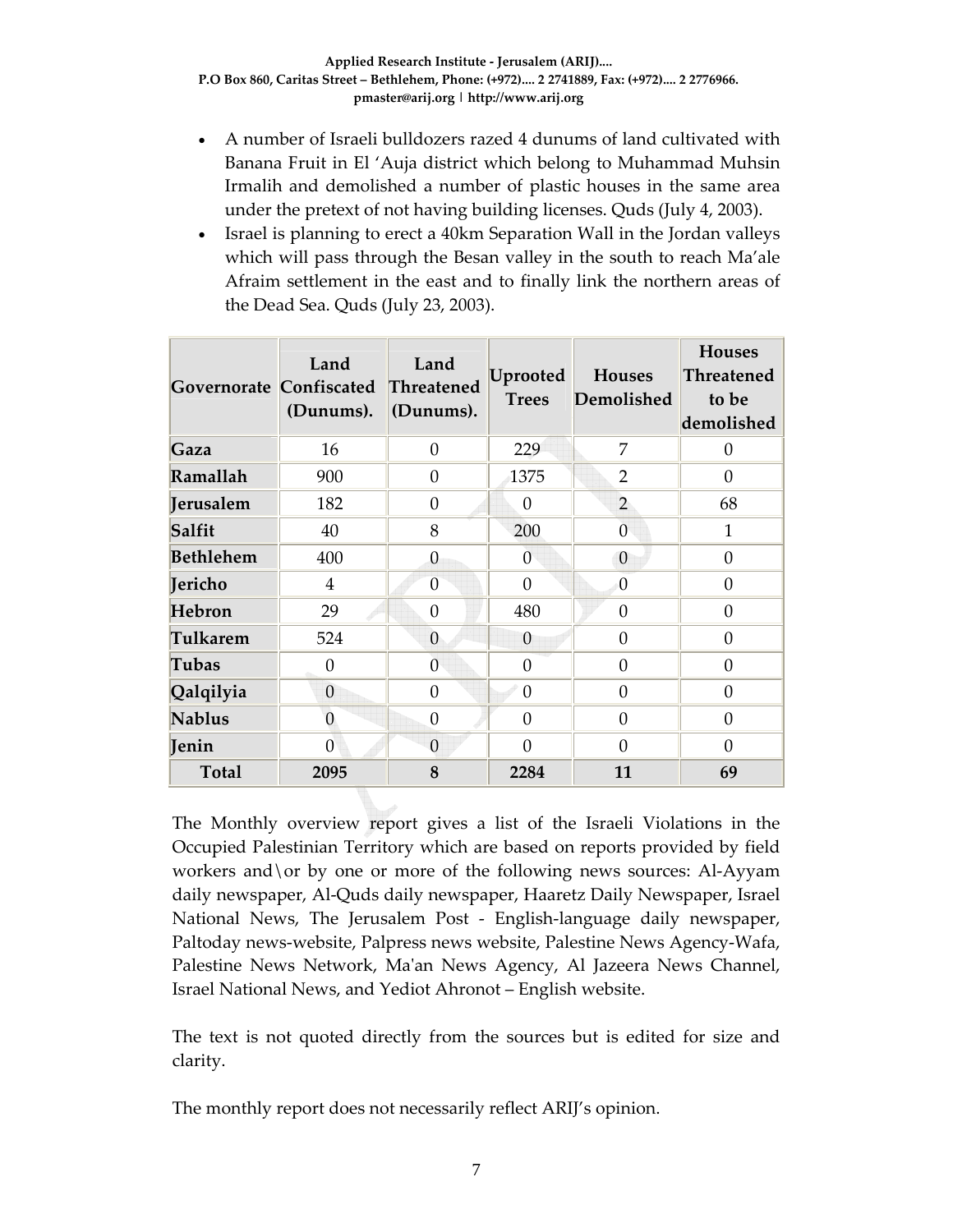- A number of Israeli bulldozers razed 4 dunums of land cultivated with Banana Fruit in El 'Auja district which belong to Muhammad Muhsin Irmalih and demolished a number of plastic houses in the same area under the pretext of not having building licenses. Quds (July 4, 2003).
- Israel is planning to erect a 40km Separation Wall in the Jordan valleys which will pass through the Besan valley in the south to reach Ma'ale Afraim settlement in the east and to finally link the northern areas of the Dead Sea. Quds (July 23, 2003).

| Governorate | Land Confiscated (Dunums). | Land Threatened (Dunums). | Uprooted Trees | Houses Demolished | Houses Threatened to be demolished |
|---|---|---|---|---|---|
| **Gaza** | 16 | 0 | 229 | 7 | 0 |
| **Ramallah** | 900 | 0 | 1375 | 2 | 0 |
| **Jerusalem** | 182 | 0 | 0 | 2 | 68 |
| **Salfit** | 40 | 8 | 200 | 0 | 1 |
| **Bethlehem** | 400 | 0 | 0 | 0 | 0 |
| **Jericho** | 4 | 0 | 0 | 0 | 0 |
| **Hebron** | 29 | 0 | 480 | 0 | 0 |
| **Tulkarem** | 524 | 0 | 0 | 0 | 0 |
| **Tubas** | 0 | 0 | 0 | 0 | 0 |
| **Qalqilyia** | 0 | 0 | 0 | 0 | 0 |
| **Nablus** | 0 | 0 | 0 | 0 | 0 |
| **Jenin** | 0 | 0 | 0 | 0 | 0 |
| **Total** | **2095** | **8** | **2284** | **11** | **69** |

The Monthly overview report gives a list of the Israeli Violations in the Occupied Palestinian Territory which are based on reports provided by field workers and\or by one or more of the following news sources: Al-Ayyam daily newspaper, Al-Quds daily newspaper, Haaretz Daily Newspaper, Israel National News, The Jerusalem Post - English-language daily newspaper, Paltoday news-website, Palpress news website, Palestine News Agency-Wafa, Palestine News Network, Ma'an News Agency, Al Jazeera News Channel, Israel National News, and Yediot Ahronot – English website.

The text is not quoted directly from the sources but is edited for size and clarity.

The monthly report does not necessarily reflect ARIJ's opinion.